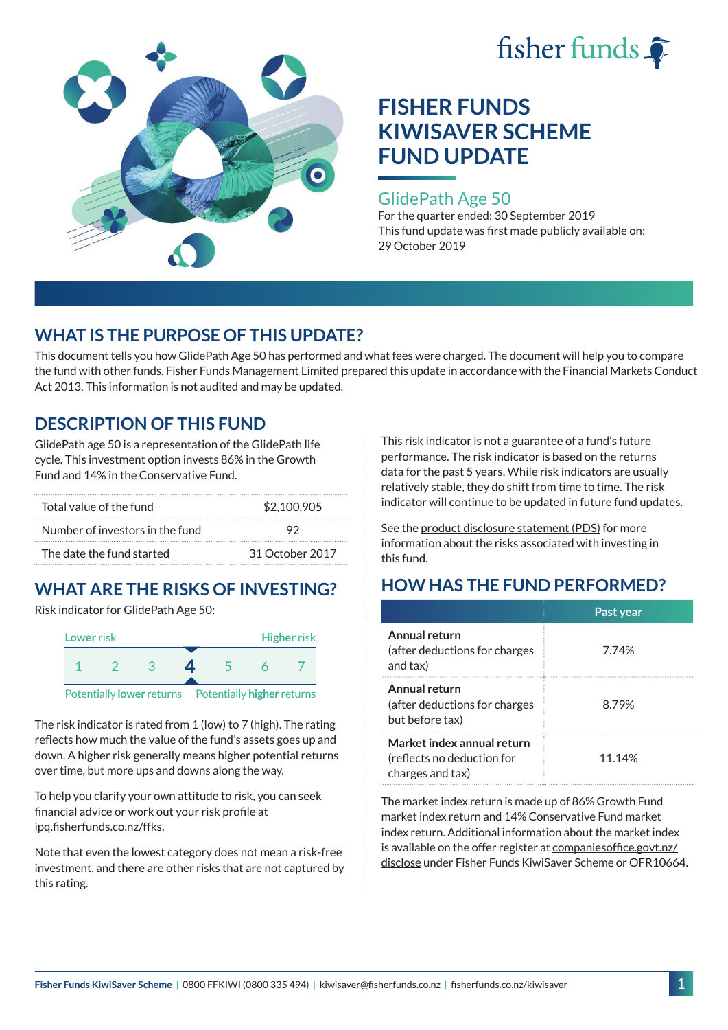fisher funds

# FISHER FUNDS KIWISAVER SCHEME FUND UPDATE

## GlidePath Age 50

For the quarter ended: 30 September 2019

This fund update was first made publicly available on: 29 October 2019

## WHAT IS THE PURPOSE OF THIS UPDATE?

This document tells you how GlidePath Age 50 has performed and what fees were charged. The document will help you to compare the fund with other funds. Fisher Funds Management Limited prepared this update in accordance with the Financial Markets Conduct Act 2013. This information is not audited and may be updated.

## DESCRIPTION OF THIS FUND

GlidePath age 50 is a representation of the GlidePath life cycle. This investment option invests 86% in the Growth Fund and 14% in the Conservative Fund.

| | |
|---|---|
| Total value of the fund | $2,100,905 |
| Number of investors in the fund | 92 |
| The date the fund started | 31 October 2017 |

## WHAT ARE THE RISKS OF INVESTING?

Risk indicator for GlidePath Age 50:

Lower risk — Higher risk

1 2 3 **4** 5 6 7

Potentially **lower** returns — Potentially **higher** returns

The risk indicator is rated from 1 (low) to 7 (high). The rating reflects how much the value of the fund's assets goes up and down. A higher risk generally means higher potential returns over time, but more ups and downs along the way.

To help you clarify your own attitude to risk, you can seek financial advice or work out your risk profile at ipq.fisherfunds.co.nz/ffks.

Note that even the lowest category does not mean a risk-free investment, and there are other risks that are not captured by this rating.

This risk indicator is not a guarantee of a fund's future performance. The risk indicator is based on the returns data for the past 5 years. While risk indicators are usually relatively stable, they do shift from time to time. The risk indicator will continue to be updated in future fund updates.

See the product disclosure statement (PDS) for more information about the risks associated with investing in this fund.

## HOW HAS THE FUND PERFORMED?

| | Past year |
|---|---|
| **Annual return** (after deductions for charges and tax) | 7.74% |
| **Annual return** (after deductions for charges but before tax) | 8.79% |
| **Market index annual return** (reflects no deduction for charges and tax) | 11.14% |

The market index return is made up of 86% Growth Fund market index return and 14% Conservative Fund market index return. Additional information about the market index is available on the offer register at companiesoffice.govt.nz/disclose under Fisher Funds KiwiSaver Scheme or OFR10664.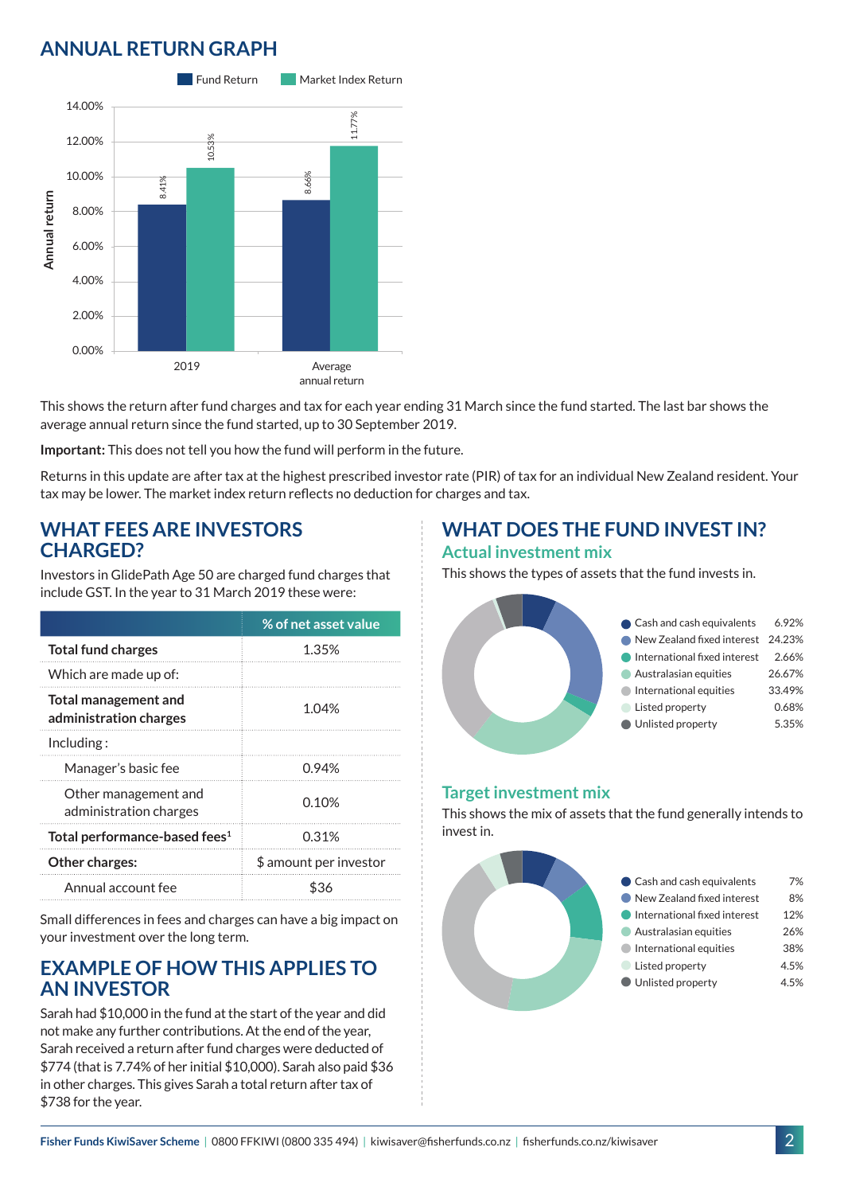## ANNUAL RETURN GRAPH

| | Fund Return | Market Index Return |
|---|---|---|
| 2019 | 8.41% | 10.53% |
| Average annual return | 8.66% | 11.77% |

This shows the return after fund charges and tax for each year ending 31 March since the fund started. The last bar shows the average annual return since the fund started, up to 30 September 2019.

**Important:** This does not tell you how the fund will perform in the future.

Returns in this update are after tax at the highest prescribed investor rate (PIR) of tax for an individual New Zealand resident. Your tax may be lower. The market index return reflects no deduction for charges and tax.

## WHAT FEES ARE INVESTORS CHARGED?

Investors in GlidePath Age 50 are charged fund charges that include GST. In the year to 31 March 2019 these were:

| | % of net asset value |
|---|---|
| **Total fund charges** | 1.35% |
| Which are made up of: | |
| **Total management and administration charges** | 1.04% |
| Including : | |
| Manager's basic fee | 0.94% |
| Other management and administration charges | 0.10% |
| **Total performance-based fees**[1] | 0.31% |
| **Other charges:** | $ amount per investor |
| Annual account fee | $36 |

Small differences in fees and charges can have a big impact on your investment over the long term.

## EXAMPLE OF HOW THIS APPLIES TO AN INVESTOR

Sarah had $10,000 in the fund at the start of the year and did not make any further contributions. At the end of the year, Sarah received a return after fund charges were deducted of $774 (that is 7.74% of her initial $10,000). Sarah also paid $36 in other charges. This gives Sarah a total return after tax of $738 for the year.

## WHAT DOES THE FUND INVEST IN?

### Actual investment mix

This shows the types of assets that the fund invests in.

| Asset | % |
|---|---|
| Cash and cash equivalents | 6.92% |
| New Zealand fixed interest | 24.23% |
| International fixed interest | 2.66% |
| Australasian equities | 26.67% |
| International equities | 33.49% |
| Listed property | 0.68% |
| Unlisted property | 5.35% |

### Target investment mix

This shows the mix of assets that the fund generally intends to invest in.

| Asset | % |
|---|---|
| Cash and cash equivalents | 7% |
| New Zealand fixed interest | 8% |
| International fixed interest | 12% |
| Australasian equities | 26% |
| International equities | 38% |
| Listed property | 4.5% |
| Unlisted property | 4.5% |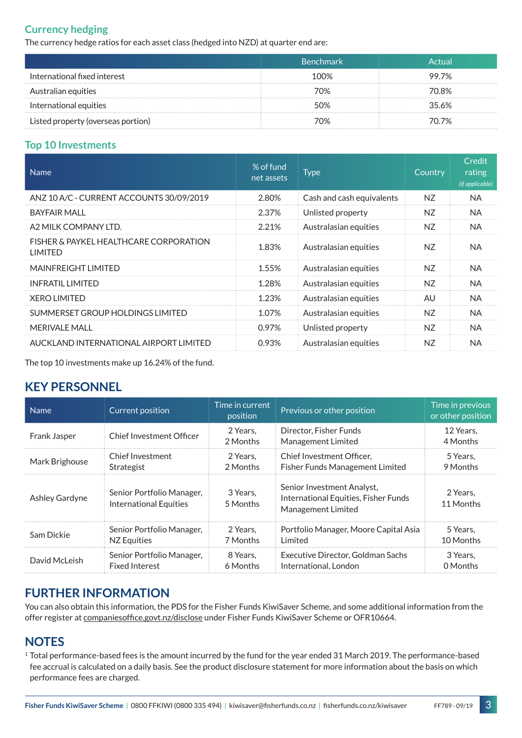## Currency hedging

The currency hedge ratios for each asset class (hedged into NZD) at quarter end are:

| | Benchmark | Actual |
|---|---|---|
| International fixed interest | 100% | 99.7% |
| Australian equities | 70% | 70.8% |
| International equities | 50% | 35.6% |
| Listed property (overseas portion) | 70% | 70.7% |

## Top 10 Investments

| Name | % of fund net assets | Type | Country | Credit rating *(if applicable)* |
|---|---|---|---|---|
| ANZ 10 A/C - CURRENT ACCOUNTS 30/09/2019 | 2.80% | Cash and cash equivalents | NZ | NA |
| BAYFAIR MALL | 2.37% | Unlisted property | NZ | NA |
| A2 MILK COMPANY LTD. | 2.21% | Australasian equities | NZ | NA |
| FISHER & PAYKEL HEALTHCARE CORPORATION LIMITED | 1.83% | Australasian equities | NZ | NA |
| MAINFREIGHT LIMITED | 1.55% | Australasian equities | NZ | NA |
| INFRATIL LIMITED | 1.28% | Australasian equities | NZ | NA |
| XERO LIMITED | 1.23% | Australasian equities | AU | NA |
| SUMMERSET GROUP HOLDINGS LIMITED | 1.07% | Australasian equities | NZ | NA |
| MERIVALE MALL | 0.97% | Unlisted property | NZ | NA |
| AUCKLAND INTERNATIONAL AIRPORT LIMITED | 0.93% | Australasian equities | NZ | NA |

The top 10 investments make up 16.24% of the fund.

## KEY PERSONNEL

| Name | Current position | Time in current position | Previous or other position | Time in previous or other position |
|---|---|---|---|---|
| Frank Jasper | Chief Investment Officer | 2 Years, 2 Months | Director, Fisher Funds Management Limited | 12 Years, 4 Months |
| Mark Brighouse | Chief Investment Strategist | 2 Years, 2 Months | Chief Investment Officer, Fisher Funds Management Limited | 5 Years, 9 Months |
| Ashley Gardyne | Senior Portfolio Manager, International Equities | 3 Years, 5 Months | Senior Investment Analyst, International Equities, Fisher Funds Management Limited | 2 Years, 11 Months |
| Sam Dickie | Senior Portfolio Manager, NZ Equities | 2 Years, 7 Months | Portfolio Manager, Moore Capital Asia Limited | 5 Years, 10 Months |
| David McLeish | Senior Portfolio Manager, Fixed Interest | 8 Years, 6 Months | Executive Director, Goldman Sachs International, London | 3 Years, 0 Months |

## FURTHER INFORMATION

You can also obtain this information, the PDS for the Fisher Funds KiwiSaver Scheme, and some additional information from the offer register at companiesoffice.govt.nz/disclose under Fisher Funds KiwiSaver Scheme or OFR10664.

## NOTES

[1] Total performance-based fees is the amount incurred by the fund for the year ended 31 March 2019. The performance-based fee accrual is calculated on a daily basis. See the product disclosure statement for more information about the basis on which performance fees are charged.

**Fisher Funds KiwiSaver Scheme** | 0800 FFKIWI (0800 335 494) | kiwisaver@fisherfunds.co.nz | fisherfunds.co.nz/kiwisaver FF789 - 09/19